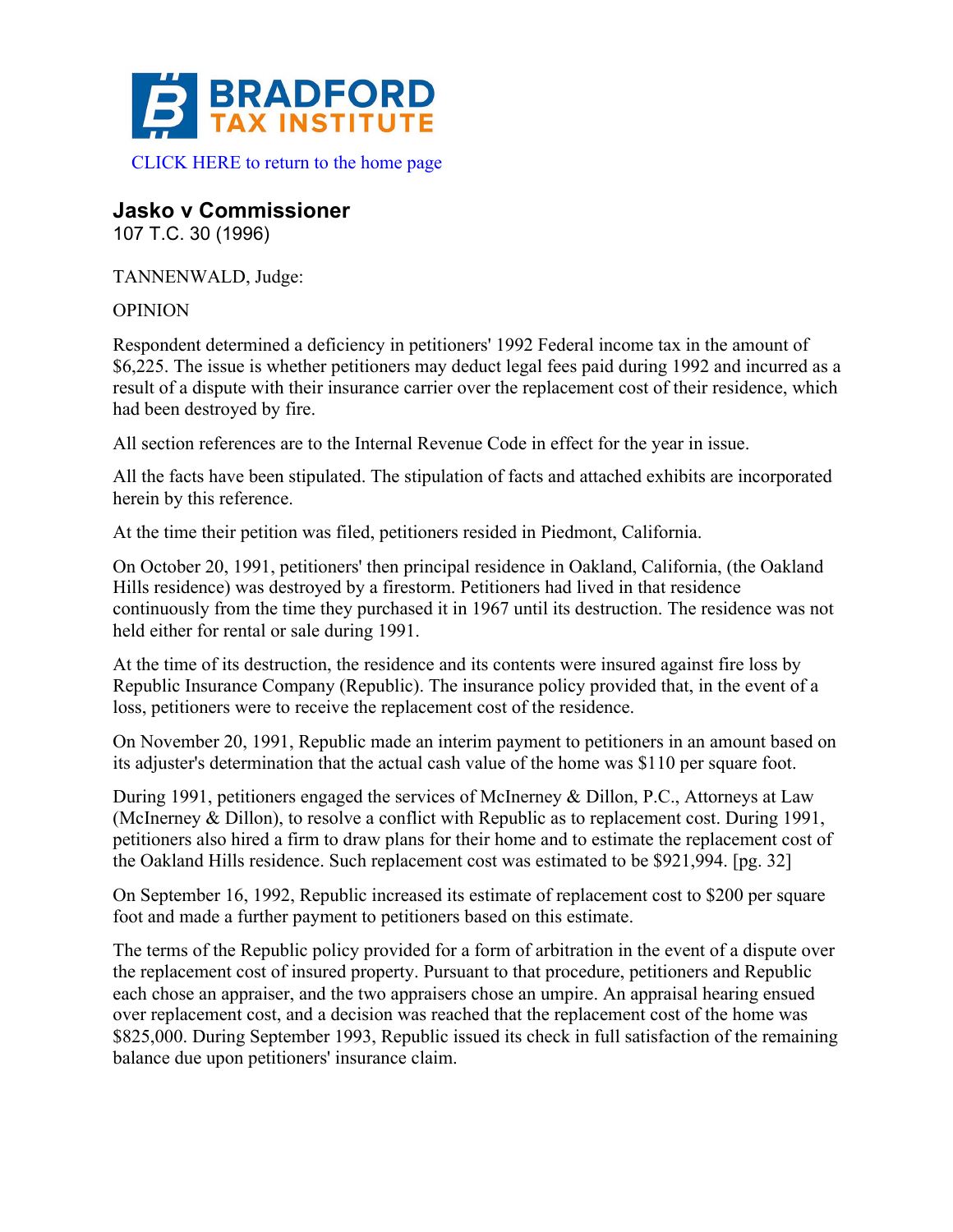BRADFORD TAX INSTITUTE

CLICK HERE to return to the home page

## Jasko v Commissioner

107 T.C. 30 (1996)

TANNENWALD, Judge:

OPINION

Respondent determined a deficiency in petitioners' 1992 Federal income tax in the amount of $6,225. The issue is whether petitioners may deduct legal fees paid during 1992 and incurred as a result of a dispute with their insurance carrier over the replacement cost of their residence, which had been destroyed by fire.

All section references are to the Internal Revenue Code in effect for the year in issue.

All the facts have been stipulated. The stipulation of facts and attached exhibits are incorporated herein by this reference.

At the time their petition was filed, petitioners resided in Piedmont, California.

On October 20, 1991, petitioners' then principal residence in Oakland, California, (the Oakland Hills residence) was destroyed by a firestorm. Petitioners had lived in that residence continuously from the time they purchased it in 1967 until its destruction. The residence was not held either for rental or sale during 1991.

At the time of its destruction, the residence and its contents were insured against fire loss by Republic Insurance Company (Republic). The insurance policy provided that, in the event of a loss, petitioners were to receive the replacement cost of the residence.

On November 20, 1991, Republic made an interim payment to petitioners in an amount based on its adjuster's determination that the actual cash value of the home was $110 per square foot.

During 1991, petitioners engaged the services of McInerney & Dillon, P.C., Attorneys at Law (McInerney & Dillon), to resolve a conflict with Republic as to replacement cost. During 1991, petitioners also hired a firm to draw plans for their home and to estimate the replacement cost of the Oakland Hills residence. Such replacement cost was estimated to be $921,994. [pg. 32]

On September 16, 1992, Republic increased its estimate of replacement cost to $200 per square foot and made a further payment to petitioners based on this estimate.

The terms of the Republic policy provided for a form of arbitration in the event of a dispute over the replacement cost of insured property. Pursuant to that procedure, petitioners and Republic each chose an appraiser, and the two appraisers chose an umpire. An appraisal hearing ensued over replacement cost, and a decision was reached that the replacement cost of the home was $825,000. During September 1993, Republic issued its check in full satisfaction of the remaining balance due upon petitioners' insurance claim.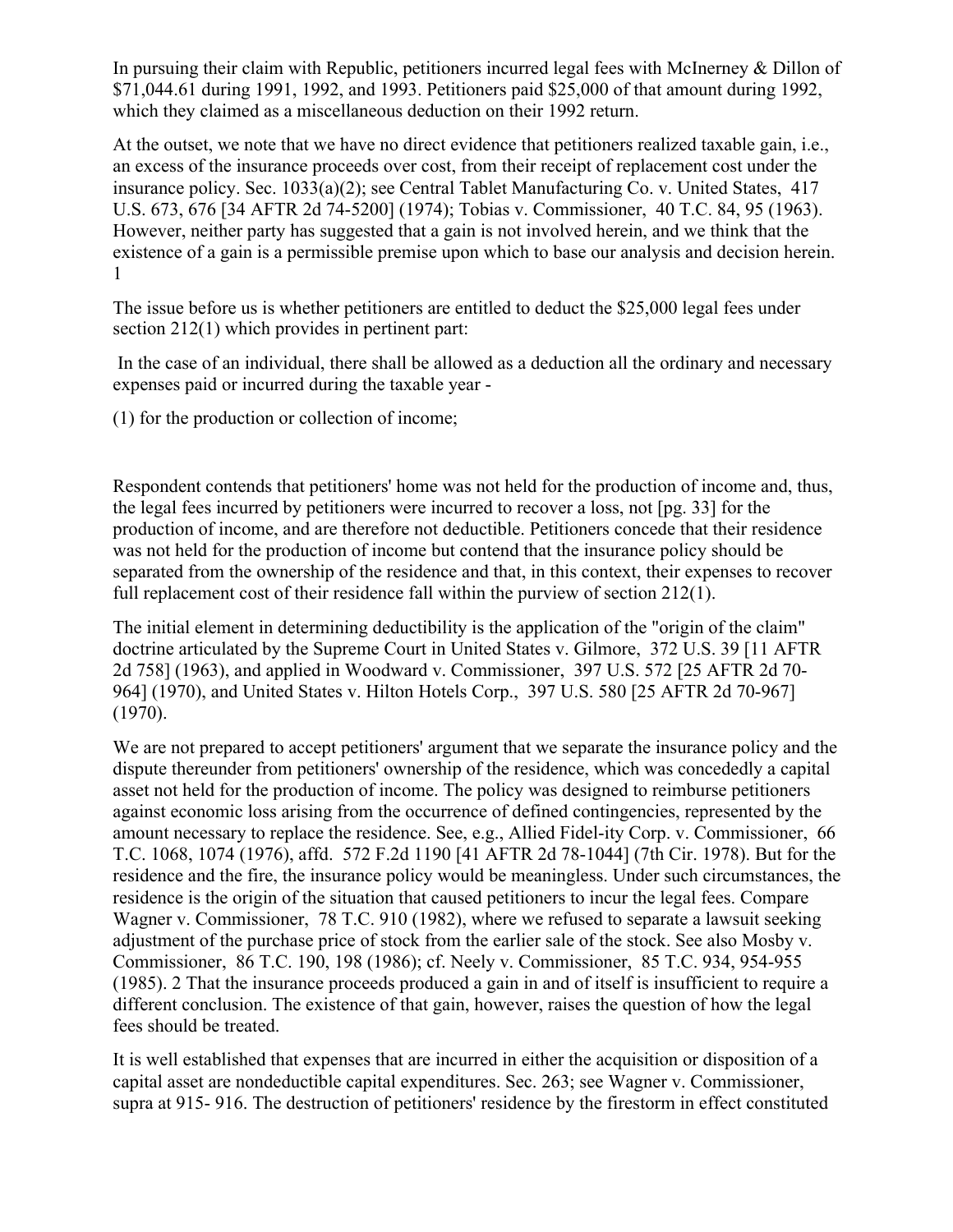In pursuing their claim with Republic, petitioners incurred legal fees with McInerney & Dillon of $71,044.61 during 1991, 1992, and 1993. Petitioners paid $25,000 of that amount during 1992, which they claimed as a miscellaneous deduction on their 1992 return.

At the outset, we note that we have no direct evidence that petitioners realized taxable gain, i.e., an excess of the insurance proceeds over cost, from their receipt of replacement cost under the insurance policy. Sec. 1033(a)(2); see Central Tablet Manufacturing Co. v. United States, 417 U.S. 673, 676 [34 AFTR 2d 74-5200] (1974); Tobias v. Commissioner, 40 T.C. 84, 95 (1963). However, neither party has suggested that a gain is not involved herein, and we think that the existence of a gain is a permissible premise upon which to base our analysis and decision herein. 1

The issue before us is whether petitioners are entitled to deduct the $25,000 legal fees under section 212(1) which provides in pertinent part:

In the case of an individual, there shall be allowed as a deduction all the ordinary and necessary expenses paid or incurred during the taxable year -

(1) for the production or collection of income;

Respondent contends that petitioners' home was not held for the production of income and, thus, the legal fees incurred by petitioners were incurred to recover a loss, not [pg. 33] for the production of income, and are therefore not deductible. Petitioners concede that their residence was not held for the production of income but contend that the insurance policy should be separated from the ownership of the residence and that, in this context, their expenses to recover full replacement cost of their residence fall within the purview of section 212(1).

The initial element in determining deductibility is the application of the "origin of the claim" doctrine articulated by the Supreme Court in United States v. Gilmore, 372 U.S. 39 [11 AFTR 2d 758] (1963), and applied in Woodward v. Commissioner, 397 U.S. 572 [25 AFTR 2d 70-964] (1970), and United States v. Hilton Hotels Corp., 397 U.S. 580 [25 AFTR 2d 70-967] (1970).

We are not prepared to accept petitioners' argument that we separate the insurance policy and the dispute thereunder from petitioners' ownership of the residence, which was concededly a capital asset not held for the production of income. The policy was designed to reimburse petitioners against economic loss arising from the occurrence of defined contingencies, represented by the amount necessary to replace the residence. See, e.g., Allied Fidel-ity Corp. v. Commissioner, 66 T.C. 1068, 1074 (1976), affd. 572 F.2d 1190 [41 AFTR 2d 78-1044] (7th Cir. 1978). But for the residence and the fire, the insurance policy would be meaningless. Under such circumstances, the residence is the origin of the situation that caused petitioners to incur the legal fees. Compare Wagner v. Commissioner, 78 T.C. 910 (1982), where we refused to separate a lawsuit seeking adjustment of the purchase price of stock from the earlier sale of the stock. See also Mosby v. Commissioner, 86 T.C. 190, 198 (1986); cf. Neely v. Commissioner, 85 T.C. 934, 954-955 (1985). 2 That the insurance proceeds produced a gain in and of itself is insufficient to require a different conclusion. The existence of that gain, however, raises the question of how the legal fees should be treated.

It is well established that expenses that are incurred in either the acquisition or disposition of a capital asset are nondeductible capital expenditures. Sec. 263; see Wagner v. Commissioner, supra at 915- 916. The destruction of petitioners' residence by the firestorm in effect constituted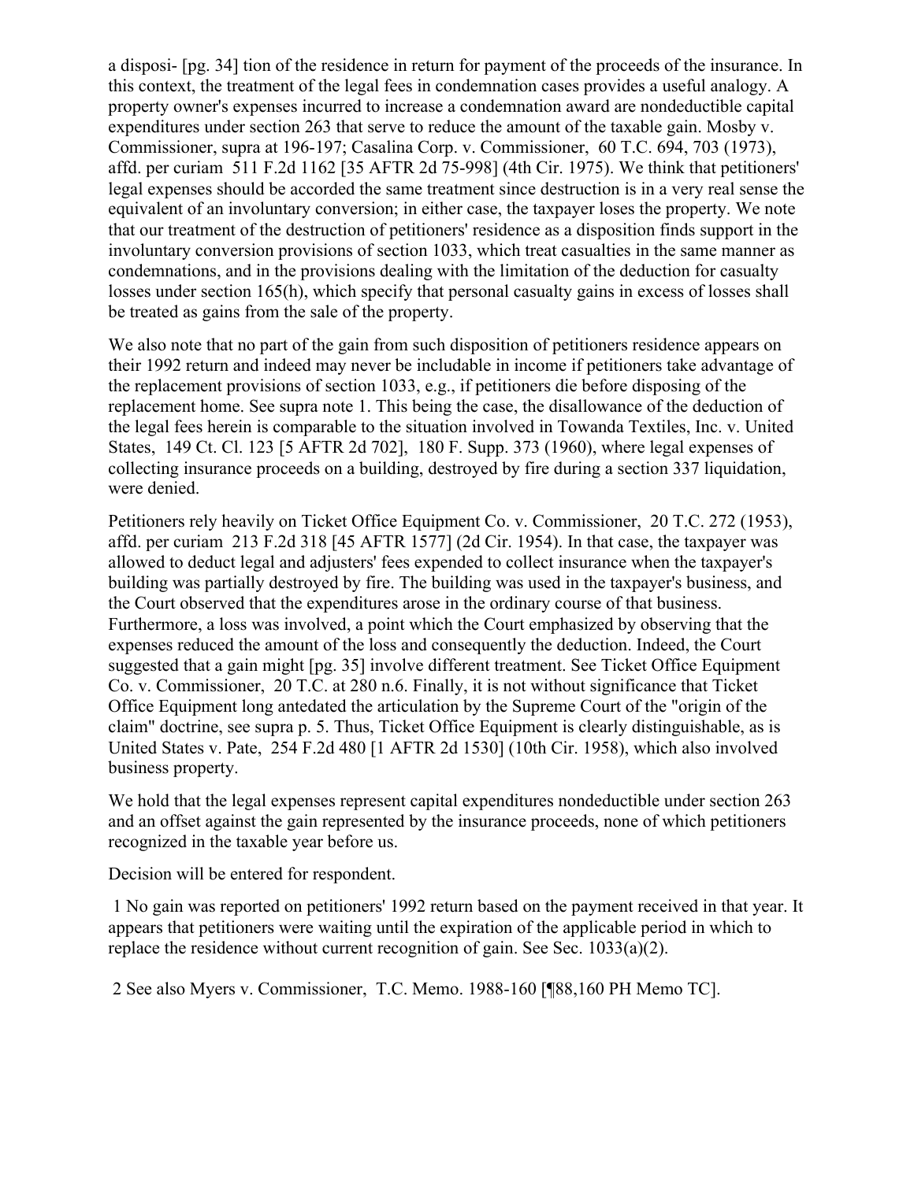a disposi- [pg. 34] tion of the residence in return for payment of the proceeds of the insurance. In this context, the treatment of the legal fees in condemnation cases provides a useful analogy. A property owner's expenses incurred to increase a condemnation award are nondeductible capital expenditures under section 263 that serve to reduce the amount of the taxable gain. Mosby v. Commissioner, supra at 196-197; Casalina Corp. v. Commissioner, 60 T.C. 694, 703 (1973), affd. per curiam 511 F.2d 1162 [35 AFTR 2d 75-998] (4th Cir. 1975). We think that petitioners' legal expenses should be accorded the same treatment since destruction is in a very real sense the equivalent of an involuntary conversion; in either case, the taxpayer loses the property. We note that our treatment of the destruction of petitioners' residence as a disposition finds support in the involuntary conversion provisions of section 1033, which treat casualties in the same manner as condemnations, and in the provisions dealing with the limitation of the deduction for casualty losses under section 165(h), which specify that personal casualty gains in excess of losses shall be treated as gains from the sale of the property.

We also note that no part of the gain from such disposition of petitioners residence appears on their 1992 return and indeed may never be includable in income if petitioners take advantage of the replacement provisions of section 1033, e.g., if petitioners die before disposing of the replacement home. See supra note 1. This being the case, the disallowance of the deduction of the legal fees herein is comparable to the situation involved in Towanda Textiles, Inc. v. United States, 149 Ct. Cl. 123 [5 AFTR 2d 702], 180 F. Supp. 373 (1960), where legal expenses of collecting insurance proceeds on a building, destroyed by fire during a section 337 liquidation, were denied.

Petitioners rely heavily on Ticket Office Equipment Co. v. Commissioner, 20 T.C. 272 (1953), affd. per curiam 213 F.2d 318 [45 AFTR 1577] (2d Cir. 1954). In that case, the taxpayer was allowed to deduct legal and adjusters' fees expended to collect insurance when the taxpayer's building was partially destroyed by fire. The building was used in the taxpayer's business, and the Court observed that the expenditures arose in the ordinary course of that business. Furthermore, a loss was involved, a point which the Court emphasized by observing that the expenses reduced the amount of the loss and consequently the deduction. Indeed, the Court suggested that a gain might [pg. 35] involve different treatment. See Ticket Office Equipment Co. v. Commissioner, 20 T.C. at 280 n.6. Finally, it is not without significance that Ticket Office Equipment long antedated the articulation by the Supreme Court of the "origin of the claim" doctrine, see supra p. 5. Thus, Ticket Office Equipment is clearly distinguishable, as is United States v. Pate, 254 F.2d 480 [1 AFTR 2d 1530] (10th Cir. 1958), which also involved business property.

We hold that the legal expenses represent capital expenditures nondeductible under section 263 and an offset against the gain represented by the insurance proceeds, none of which petitioners recognized in the taxable year before us.

Decision will be entered for respondent.

1 No gain was reported on petitioners' 1992 return based on the payment received in that year. It appears that petitioners were waiting until the expiration of the applicable period in which to replace the residence without current recognition of gain. See Sec. 1033(a)(2).

2 See also Myers v. Commissioner, T.C. Memo. 1988-160 [¶88,160 PH Memo TC].